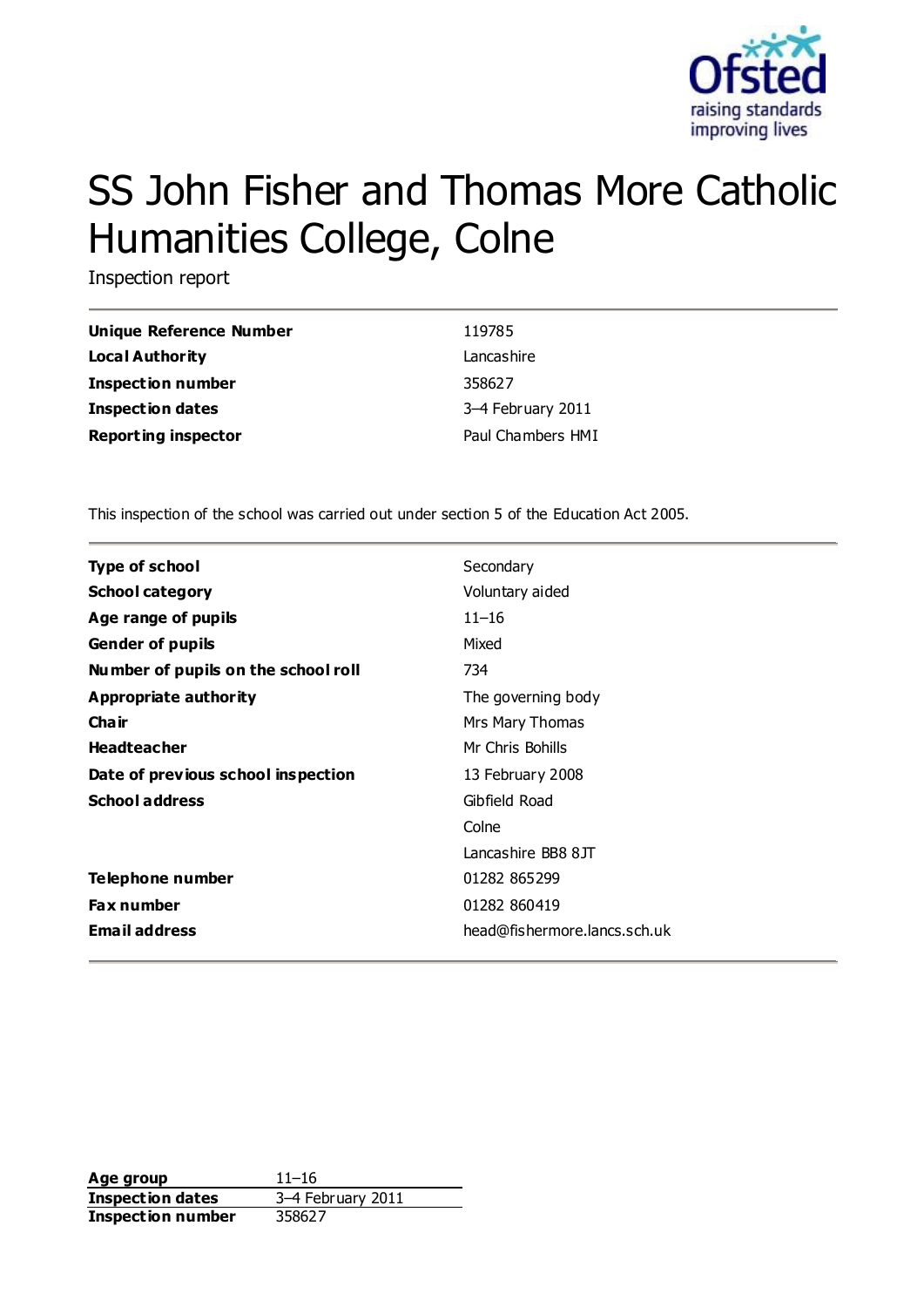# SS John Fisher and Thomas More Catholic Humanities College, Colne

Inspection report

| | |
|---|---|
| **Unique Reference Number** | 119785 |
| **Local Authority** | Lancashire |
| **Inspection number** | 358627 |
| **Inspection dates** | 3–4 February 2011 |
| **Reporting inspector** | Paul Chambers HMI |

This inspection of the school was carried out under section 5 of the Education Act 2005.

| | |
|---|---|
| **Type of school** | Secondary |
| **School category** | Voluntary aided |
| **Age range of pupils** | 11–16 |
| **Gender of pupils** | Mixed |
| **Number of pupils on the school roll** | 734 |
| **Appropriate authority** | The governing body |
| **Chair** | Mrs Mary Thomas |
| **Headteacher** | Mr Chris Bohills |
| **Date of previous school inspection** | 13 February 2008 |
| **School address** | Gibfield Road<br>Colne<br>Lancashire BB8 8JT |
| **Telephone number** | 01282 865299 |
| **Fax number** | 01282 860419 |
| **Email address** | head@fishermore.lancs.sch.uk |

| | |
|---|---|
| **Age group** | 11–16 |
| **Inspection dates** | 3–4 February 2011 |
| **Inspection number** | 358627 |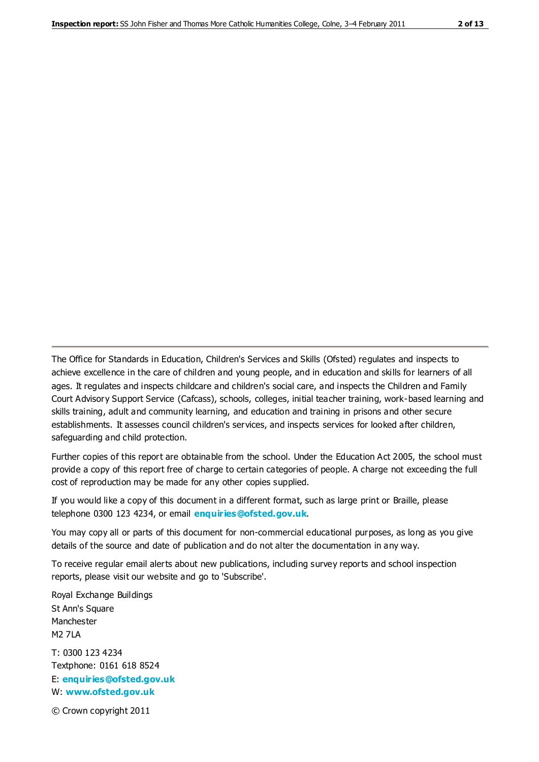The Office for Standards in Education, Children's Services and Skills (Ofsted) regulates and inspects to achieve excellence in the care of children and young people, and in education and skills for learners of all ages. It regulates and inspects childcare and children's social care, and inspects the Children and Family Court Advisory Support Service (Cafcass), schools, colleges, initial teacher training, work-based learning and skills training, adult and community learning, and education and training in prisons and other secure establishments. It assesses council children's services, and inspects services for looked after children, safeguarding and child protection.

Further copies of this report are obtainable from the school. Under the Education Act 2005, the school must provide a copy of this report free of charge to certain categories of people. A charge not exceeding the full cost of reproduction may be made for any other copies supplied.

If you would like a copy of this document in a different format, such as large print or Braille, please telephone 0300 123 4234, or email **enquiries@ofsted.gov.uk**.

You may copy all or parts of this document for non-commercial educational purposes, as long as you give details of the source and date of publication and do not alter the documentation in any way.

To receive regular email alerts about new publications, including survey reports and school inspection reports, please visit our website and go to 'Subscribe'.

Royal Exchange Buildings
St Ann's Square
Manchester
M2 7LA

T: 0300 123 4234
Textphone: 0161 618 8524
E: **enquiries@ofsted.gov.uk**
W: **www.ofsted.gov.uk**

© Crown copyright 2011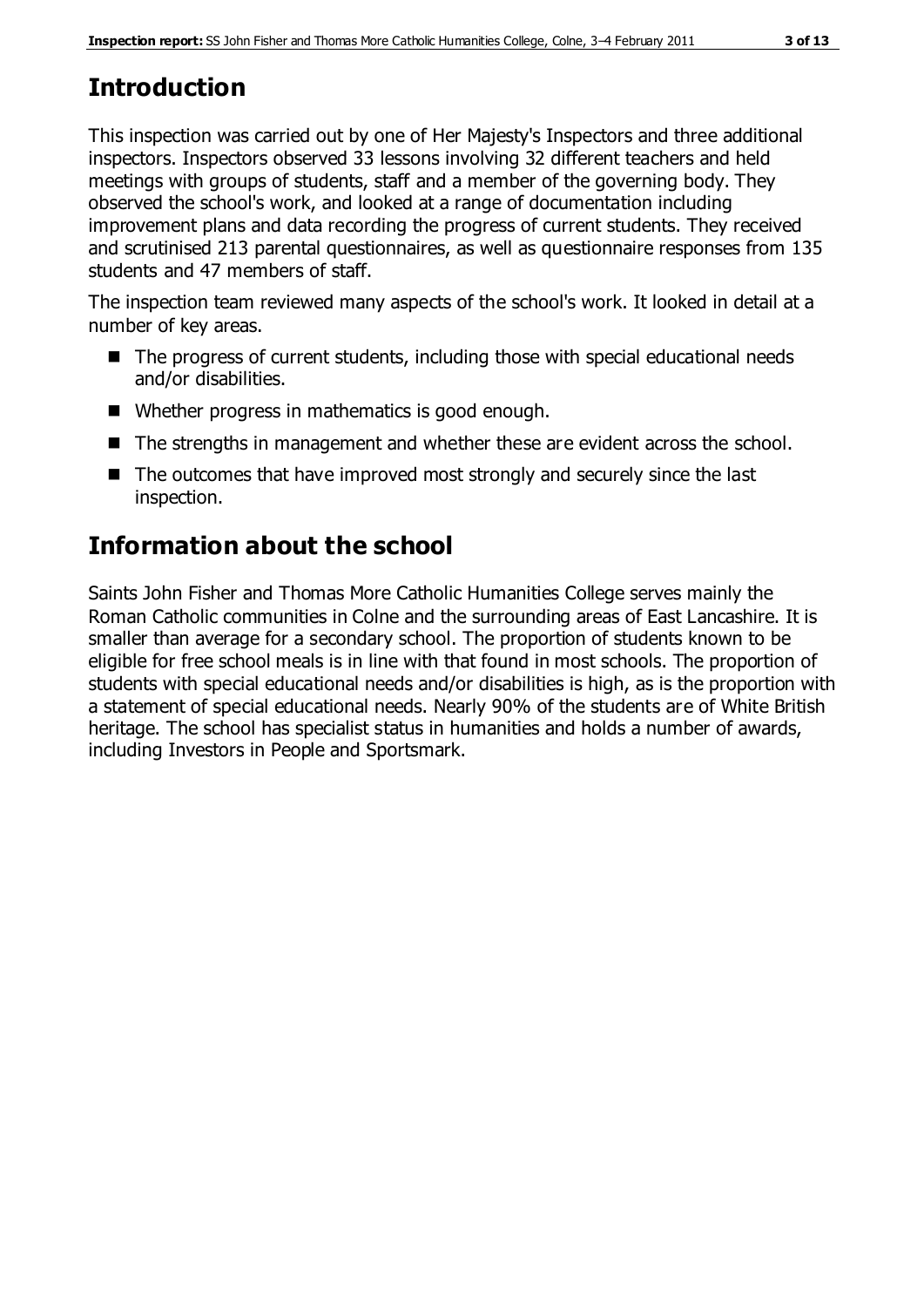# Introduction

This inspection was carried out by one of Her Majesty's Inspectors and three additional inspectors. Inspectors observed 33 lessons involving 32 different teachers and held meetings with groups of students, staff and a member of the governing body. They observed the school's work, and looked at a range of documentation including improvement plans and data recording the progress of current students. They received and scrutinised 213 parental questionnaires, as well as questionnaire responses from 135 students and 47 members of staff.

The inspection team reviewed many aspects of the school's work. It looked in detail at a number of key areas.

- The progress of current students, including those with special educational needs and/or disabilities.
- Whether progress in mathematics is good enough.
- The strengths in management and whether these are evident across the school.
- The outcomes that have improved most strongly and securely since the last inspection.

# Information about the school

Saints John Fisher and Thomas More Catholic Humanities College serves mainly the Roman Catholic communities in Colne and the surrounding areas of East Lancashire. It is smaller than average for a secondary school. The proportion of students known to be eligible for free school meals is in line with that found in most schools. The proportion of students with special educational needs and/or disabilities is high, as is the proportion with a statement of special educational needs. Nearly 90% of the students are of White British heritage. The school has specialist status in humanities and holds a number of awards, including Investors in People and Sportsmark.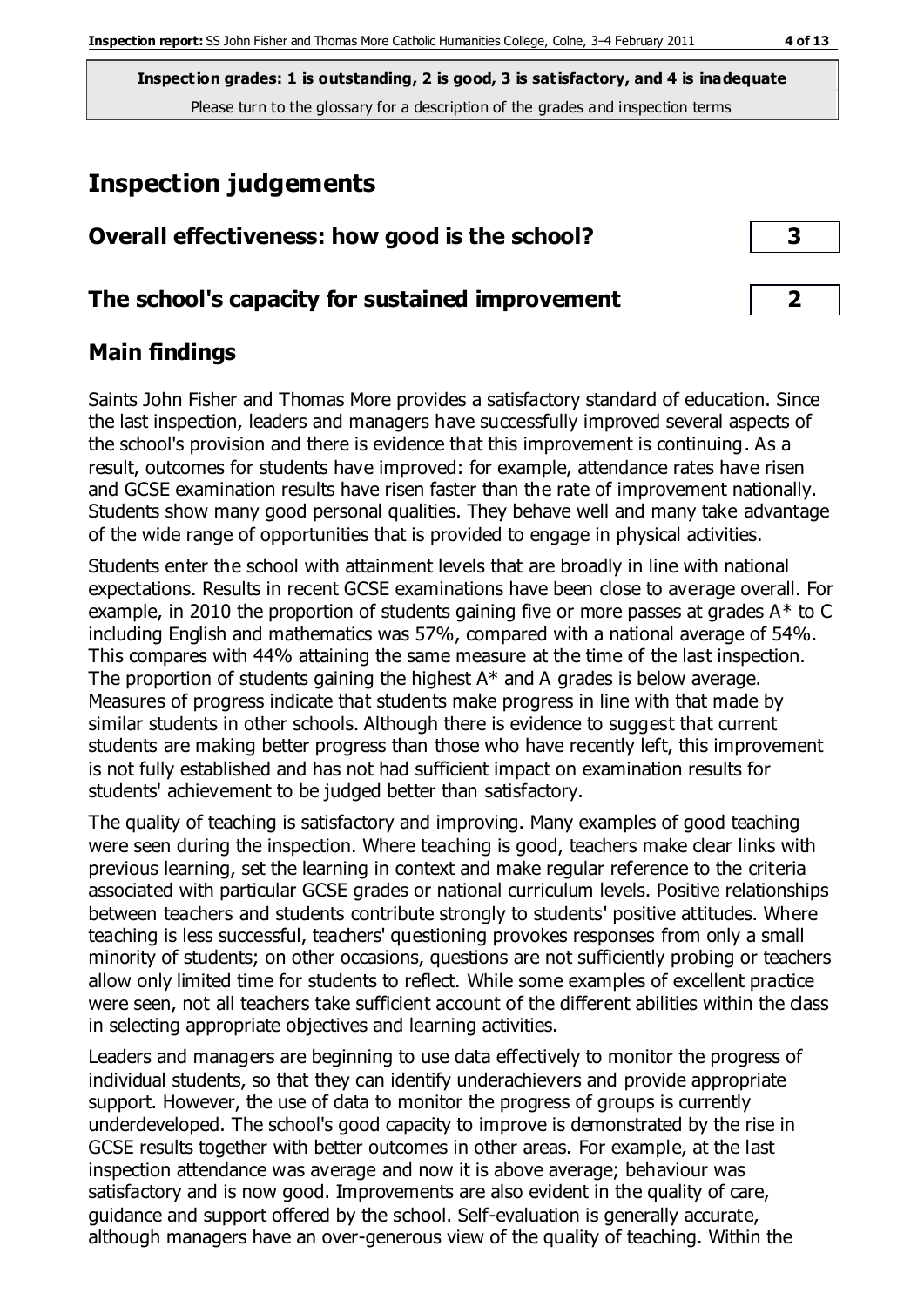**Inspection grades: 1 is outstanding, 2 is good, 3 is satisfactory, and 4 is inadequate**
Please turn to the glossary for a description of the grades and inspection terms

## Inspection judgements

| | |
|---|---|
| **Overall effectiveness: how good is the school?** | **3** |
| **The school's capacity for sustained improvement** | **2** |

### Main findings

Saints John Fisher and Thomas More provides a satisfactory standard of education. Since the last inspection, leaders and managers have successfully improved several aspects of the school's provision and there is evidence that this improvement is continuing. As a result, outcomes for students have improved: for example, attendance rates have risen and GCSE examination results have risen faster than the rate of improvement nationally. Students show many good personal qualities. They behave well and many take advantage of the wide range of opportunities that is provided to engage in physical activities.

Students enter the school with attainment levels that are broadly in line with national expectations. Results in recent GCSE examinations have been close to average overall. For example, in 2010 the proportion of students gaining five or more passes at grades A* to C including English and mathematics was 57%, compared with a national average of 54%. This compares with 44% attaining the same measure at the time of the last inspection. The proportion of students gaining the highest A* and A grades is below average. Measures of progress indicate that students make progress in line with that made by similar students in other schools. Although there is evidence to suggest that current students are making better progress than those who have recently left, this improvement is not fully established and has not had sufficient impact on examination results for students' achievement to be judged better than satisfactory.

The quality of teaching is satisfactory and improving. Many examples of good teaching were seen during the inspection. Where teaching is good, teachers make clear links with previous learning, set the learning in context and make regular reference to the criteria associated with particular GCSE grades or national curriculum levels. Positive relationships between teachers and students contribute strongly to students' positive attitudes. Where teaching is less successful, teachers' questioning provokes responses from only a small minority of students; on other occasions, questions are not sufficiently probing or teachers allow only limited time for students to reflect. While some examples of excellent practice were seen, not all teachers take sufficient account of the different abilities within the class in selecting appropriate objectives and learning activities.

Leaders and managers are beginning to use data effectively to monitor the progress of individual students, so that they can identify underachievers and provide appropriate support. However, the use of data to monitor the progress of groups is currently underdeveloped. The school's good capacity to improve is demonstrated by the rise in GCSE results together with better outcomes in other areas. For example, at the last inspection attendance was average and now it is above average; behaviour was satisfactory and is now good. Improvements are also evident in the quality of care, guidance and support offered by the school. Self-evaluation is generally accurate, although managers have an over-generous view of the quality of teaching. Within the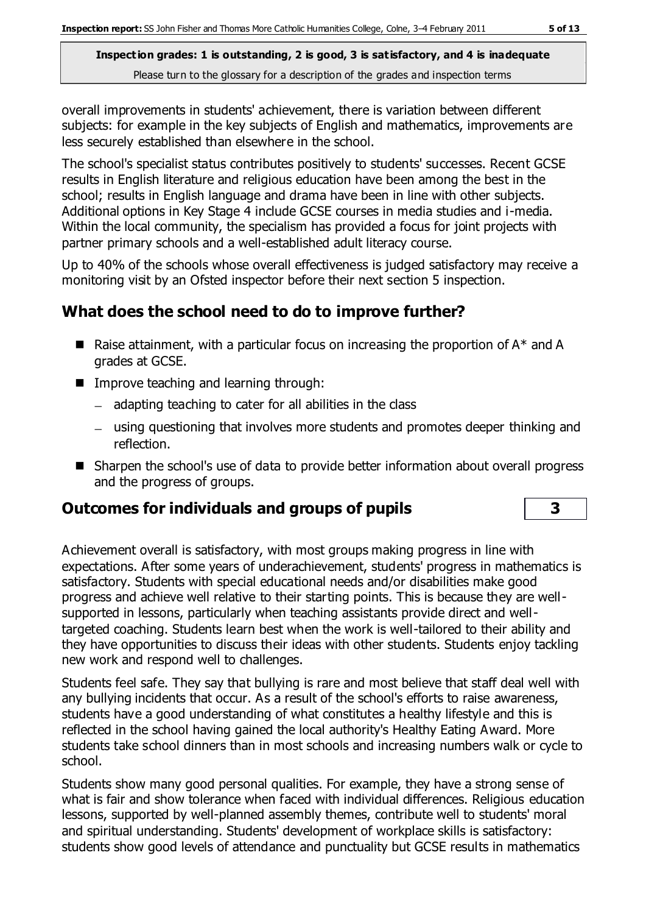**Inspection grades: 1 is outstanding, 2 is good, 3 is satisfactory, and 4 is inadequate**
Please turn to the glossary for a description of the grades and inspection terms

overall improvements in students' achievement, there is variation between different subjects: for example in the key subjects of English and mathematics, improvements are less securely established than elsewhere in the school.

The school's specialist status contributes positively to students' successes. Recent GCSE results in English literature and religious education have been among the best in the school; results in English language and drama have been in line with other subjects. Additional options in Key Stage 4 include GCSE courses in media studies and i-media. Within the local community, the specialism has provided a focus for joint projects with partner primary schools and a well-established adult literacy course.

Up to 40% of the schools whose overall effectiveness is judged satisfactory may receive a monitoring visit by an Ofsted inspector before their next section 5 inspection.

## What does the school need to do to improve further?

- Raise attainment, with a particular focus on increasing the proportion of A* and A grades at GCSE.
- Improve teaching and learning through:
  - adapting teaching to cater for all abilities in the class
  - using questioning that involves more students and promotes deeper thinking and reflection.
- Sharpen the school's use of data to provide better information about overall progress and the progress of groups.

## Outcomes for individuals and groups of pupils — 3

Achievement overall is satisfactory, with most groups making progress in line with expectations. After some years of underachievement, students' progress in mathematics is satisfactory. Students with special educational needs and/or disabilities make good progress and achieve well relative to their starting points. This is because they are well-supported in lessons, particularly when teaching assistants provide direct and well-targeted coaching. Students learn best when the work is well-tailored to their ability and they have opportunities to discuss their ideas with other students. Students enjoy tackling new work and respond well to challenges.

Students feel safe. They say that bullying is rare and most believe that staff deal well with any bullying incidents that occur. As a result of the school's efforts to raise awareness, students have a good understanding of what constitutes a healthy lifestyle and this is reflected in the school having gained the local authority's Healthy Eating Award. More students take school dinners than in most schools and increasing numbers walk or cycle to school.

Students show many good personal qualities. For example, they have a strong sense of what is fair and show tolerance when faced with individual differences. Religious education lessons, supported by well-planned assembly themes, contribute well to students' moral and spiritual understanding. Students' development of workplace skills is satisfactory: students show good levels of attendance and punctuality but GCSE results in mathematics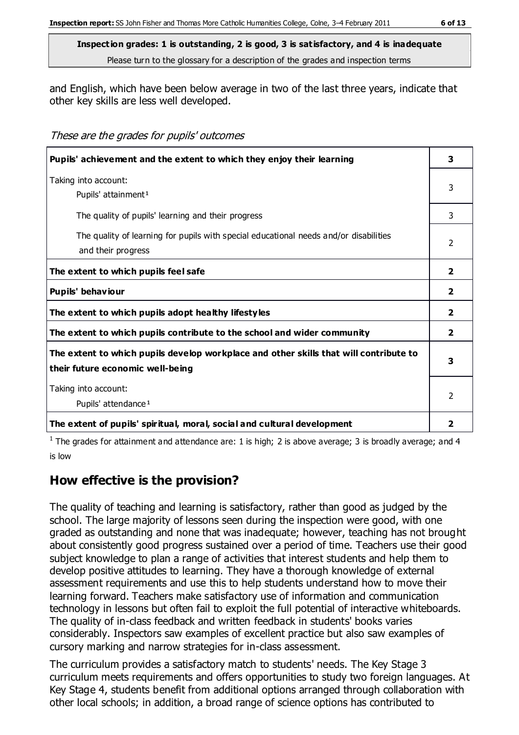**Inspection grades: 1 is outstanding, 2 is good, 3 is satisfactory, and 4 is inadequate**
Please turn to the glossary for a description of the grades and inspection terms

and English, which have been below average in two of the last three years, indicate that other key skills are less well developed.

*These are the grades for pupils' outcomes*

| | |
|---|---|
| **Pupils' achievement and the extent to which they enjoy their learning** | **3** |
| Taking into account:<br>Pupils' attainment[1] | 3 |
| The quality of pupils' learning and their progress | 3 |
| The quality of learning for pupils with special educational needs and/or disabilities and their progress | 2 |
| **The extent to which pupils feel safe** | **2** |
| **Pupils' behaviour** | **2** |
| **The extent to which pupils adopt healthy lifestyles** | **2** |
| **The extent to which pupils contribute to the school and wider community** | **2** |
| **The extent to which pupils develop workplace and other skills that will contribute to their future economic well-being** | **3** |
| Taking into account:<br>Pupils' attendance[1] | 2 |
| **The extent of pupils' spiritual, moral, social and cultural development** | **2** |

[1] The grades for attainment and attendance are: 1 is high; 2 is above average; 3 is broadly average; and 4 is low

## How effective is the provision?

The quality of teaching and learning is satisfactory, rather than good as judged by the school. The large majority of lessons seen during the inspection were good, with one graded as outstanding and none that was inadequate; however, teaching has not brought about consistently good progress sustained over a period of time. Teachers use their good subject knowledge to plan a range of activities that interest students and help them to develop positive attitudes to learning. They have a thorough knowledge of external assessment requirements and use this to help students understand how to move their learning forward. Teachers make satisfactory use of information and communication technology in lessons but often fail to exploit the full potential of interactive whiteboards. The quality of in-class feedback and written feedback in students' books varies considerably. Inspectors saw examples of excellent practice but also saw examples of cursory marking and narrow strategies for in-class assessment.

The curriculum provides a satisfactory match to students' needs. The Key Stage 3 curriculum meets requirements and offers opportunities to study two foreign languages. At Key Stage 4, students benefit from additional options arranged through collaboration with other local schools; in addition, a broad range of science options has contributed to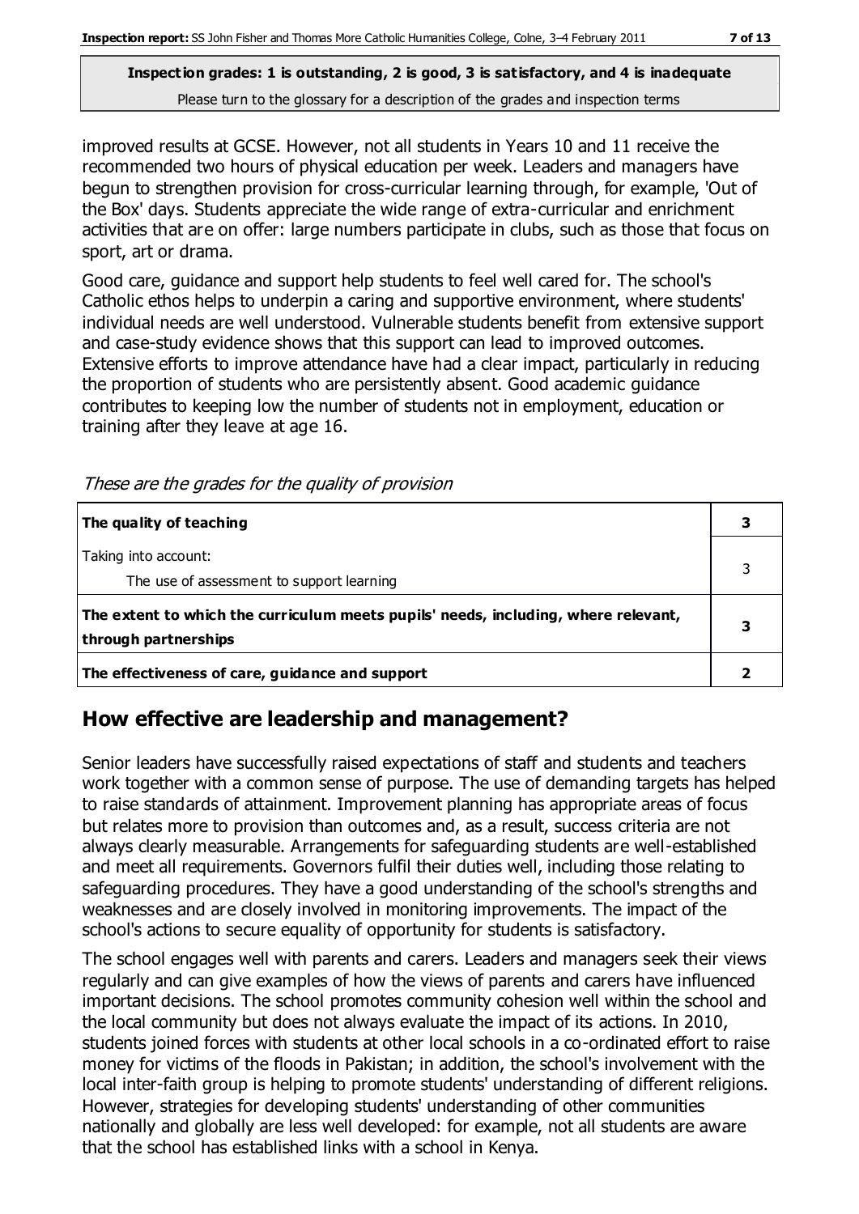**Inspection grades: 1 is outstanding, 2 is good, 3 is satisfactory, and 4 is inadequate**
Please turn to the glossary for a description of the grades and inspection terms

improved results at GCSE. However, not all students in Years 10 and 11 receive the recommended two hours of physical education per week. Leaders and managers have begun to strengthen provision for cross-curricular learning through, for example, 'Out of the Box' days. Students appreciate the wide range of extra-curricular and enrichment activities that are on offer: large numbers participate in clubs, such as those that focus on sport, art or drama.

Good care, guidance and support help students to feel well cared for. The school's Catholic ethos helps to underpin a caring and supportive environment, where students' individual needs are well understood. Vulnerable students benefit from extensive support and case-study evidence shows that this support can lead to improved outcomes. Extensive efforts to improve attendance have had a clear impact, particularly in reducing the proportion of students who are persistently absent. Good academic guidance contributes to keeping low the number of students not in employment, education or training after they leave at age 16.

*These are the grades for the quality of provision*

| | |
|---|---|
| **The quality of teaching** | **3** |
| Taking into account:<br>The use of assessment to support learning | 3 |
| **The extent to which the curriculum meets pupils' needs, including, where relevant, through partnerships** | **3** |
| **The effectiveness of care, guidance and support** | **2** |

## How effective are leadership and management?

Senior leaders have successfully raised expectations of staff and students and teachers work together with a common sense of purpose. The use of demanding targets has helped to raise standards of attainment. Improvement planning has appropriate areas of focus but relates more to provision than outcomes and, as a result, success criteria are not always clearly measurable. Arrangements for safeguarding students are well-established and meet all requirements. Governors fulfil their duties well, including those relating to safeguarding procedures. They have a good understanding of the school's strengths and weaknesses and are closely involved in monitoring improvements. The impact of the school's actions to secure equality of opportunity for students is satisfactory.

The school engages well with parents and carers. Leaders and managers seek their views regularly and can give examples of how the views of parents and carers have influenced important decisions. The school promotes community cohesion well within the school and the local community but does not always evaluate the impact of its actions. In 2010, students joined forces with students at other local schools in a co-ordinated effort to raise money for victims of the floods in Pakistan; in addition, the school's involvement with the local inter-faith group is helping to promote students' understanding of different religions. However, strategies for developing students' understanding of other communities nationally and globally are less well developed: for example, not all students are aware that the school has established links with a school in Kenya.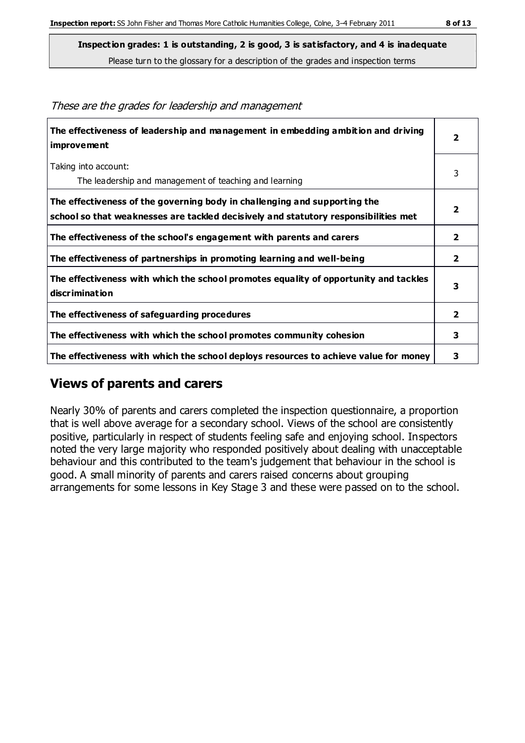**Inspection grades: 1 is outstanding, 2 is good, 3 is satisfactory, and 4 is inadequate**

Please turn to the glossary for a description of the grades and inspection terms

*These are the grades for leadership and management*

| | |
|---|---|
| **The effectiveness of leadership and management in embedding ambition and driving improvement** | **2** |
| Taking into account:<br>The leadership and management of teaching and learning | 3 |
| **The effectiveness of the governing body in challenging and supporting the school so that weaknesses are tackled decisively and statutory responsibilities met** | **2** |
| **The effectiveness of the school's engagement with parents and carers** | **2** |
| **The effectiveness of partnerships in promoting learning and well-being** | **2** |
| **The effectiveness with which the school promotes equality of opportunity and tackles discrimination** | **3** |
| **The effectiveness of safeguarding procedures** | **2** |
| **The effectiveness with which the school promotes community cohesion** | **3** |
| **The effectiveness with which the school deploys resources to achieve value for money** | **3** |

## Views of parents and carers

Nearly 30% of parents and carers completed the inspection questionnaire, a proportion that is well above average for a secondary school. Views of the school are consistently positive, particularly in respect of students feeling safe and enjoying school. Inspectors noted the very large majority who responded positively about dealing with unacceptable behaviour and this contributed to the team's judgement that behaviour in the school is good. A small minority of parents and carers raised concerns about grouping arrangements for some lessons in Key Stage 3 and these were passed on to the school.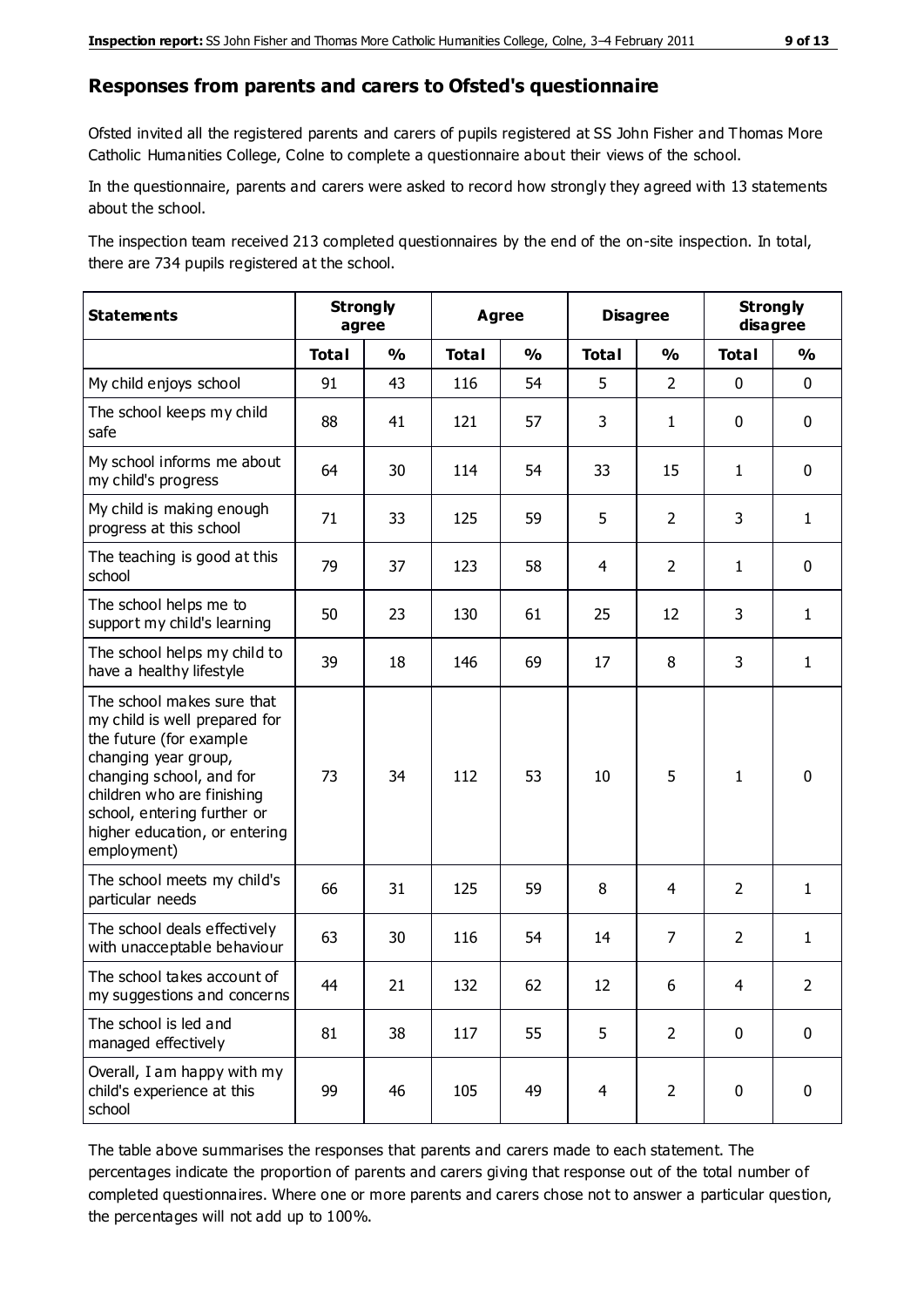## Responses from parents and carers to Ofsted's questionnaire

Ofsted invited all the registered parents and carers of pupils registered at SS John Fisher and Thomas More Catholic Humanities College, Colne to complete a questionnaire about their views of the school.

In the questionnaire, parents and carers were asked to record how strongly they agreed with 13 statements about the school.

The inspection team received 213 completed questionnaires by the end of the on-site inspection. In total, there are 734 pupils registered at the school.

| Statements | Strongly agree | | Agree | | Disagree | | Strongly disagree | |
|---|---|---|---|---|---|---|---|---|
| | Total | % | Total | % | Total | % | Total | % |
| My child enjoys school | 91 | 43 | 116 | 54 | 5 | 2 | 0 | 0 |
| The school keeps my child safe | 88 | 41 | 121 | 57 | 3 | 1 | 0 | 0 |
| My school informs me about my child's progress | 64 | 30 | 114 | 54 | 33 | 15 | 1 | 0 |
| My child is making enough progress at this school | 71 | 33 | 125 | 59 | 5 | 2 | 3 | 1 |
| The teaching is good at this school | 79 | 37 | 123 | 58 | 4 | 2 | 1 | 0 |
| The school helps me to support my child's learning | 50 | 23 | 130 | 61 | 25 | 12 | 3 | 1 |
| The school helps my child to have a healthy lifestyle | 39 | 18 | 146 | 69 | 17 | 8 | 3 | 1 |
| The school makes sure that my child is well prepared for the future (for example changing year group, changing school, and for children who are finishing school, entering further or higher education, or entering employment) | 73 | 34 | 112 | 53 | 10 | 5 | 1 | 0 |
| The school meets my child's particular needs | 66 | 31 | 125 | 59 | 8 | 4 | 2 | 1 |
| The school deals effectively with unacceptable behaviour | 63 | 30 | 116 | 54 | 14 | 7 | 2 | 1 |
| The school takes account of my suggestions and concerns | 44 | 21 | 132 | 62 | 12 | 6 | 4 | 2 |
| The school is led and managed effectively | 81 | 38 | 117 | 55 | 5 | 2 | 0 | 0 |
| Overall, I am happy with my child's experience at this school | 99 | 46 | 105 | 49 | 4 | 2 | 0 | 0 |

The table above summarises the responses that parents and carers made to each statement. The percentages indicate the proportion of parents and carers giving that response out of the total number of completed questionnaires. Where one or more parents and carers chose not to answer a particular question, the percentages will not add up to 100%.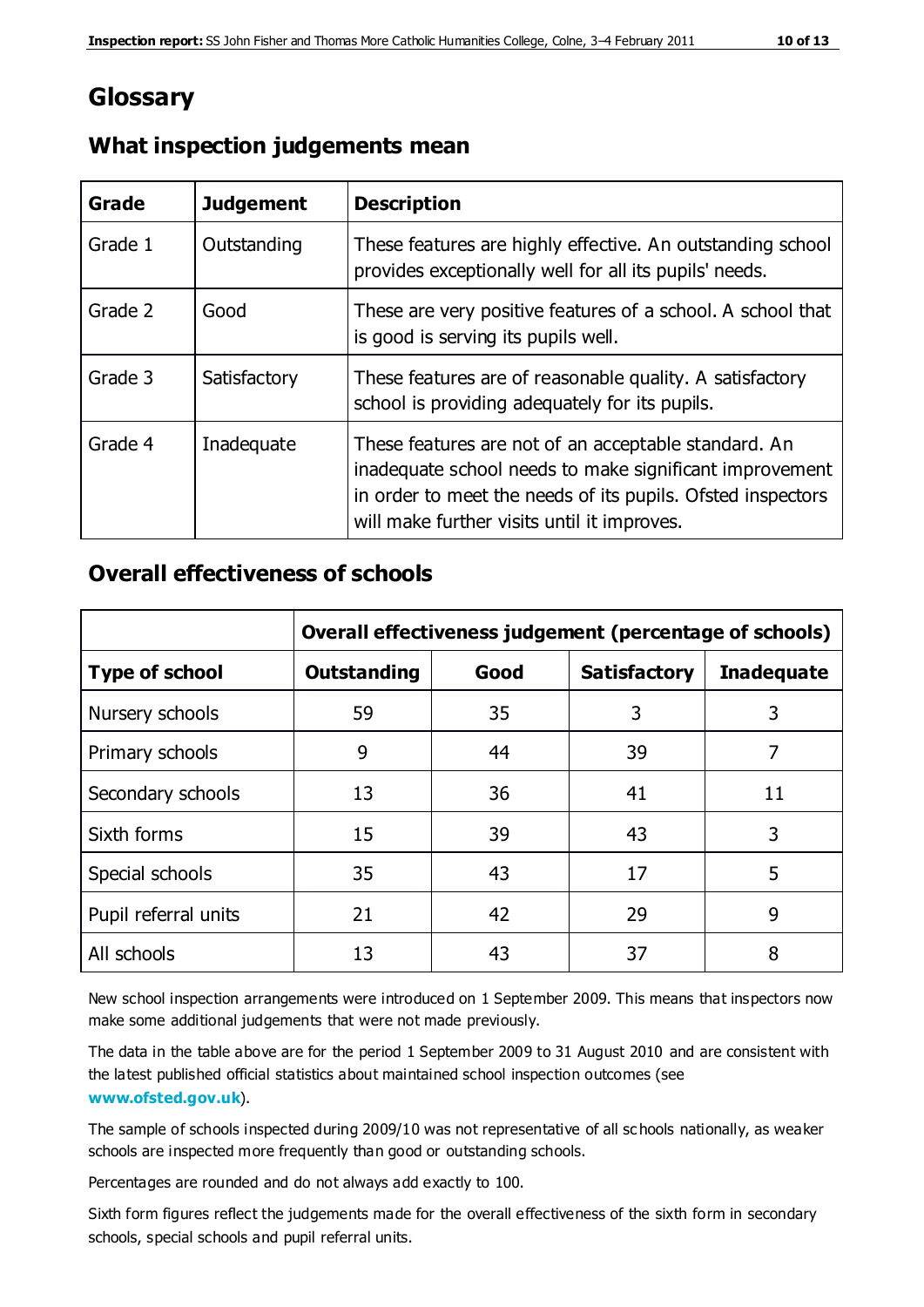# Glossary

## What inspection judgements mean

| Grade | Judgement | Description |
|---|---|---|
| Grade 1 | Outstanding | These features are highly effective. An outstanding school provides exceptionally well for all its pupils' needs. |
| Grade 2 | Good | These are very positive features of a school. A school that is good is serving its pupils well. |
| Grade 3 | Satisfactory | These features are of reasonable quality. A satisfactory school is providing adequately for its pupils. |
| Grade 4 | Inadequate | These features are not of an acceptable standard. An inadequate school needs to make significant improvement in order to meet the needs of its pupils. Ofsted inspectors will make further visits until it improves. |

## Overall effectiveness of schools

| | Overall effectiveness judgement (percentage of schools) | | | |
|---|---|---|---|---|
| **Type of school** | **Outstanding** | **Good** | **Satisfactory** | **Inadequate** |
| Nursery schools | 59 | 35 | 3 | 3 |
| Primary schools | 9 | 44 | 39 | 7 |
| Secondary schools | 13 | 36 | 41 | 11 |
| Sixth forms | 15 | 39 | 43 | 3 |
| Special schools | 35 | 43 | 17 | 5 |
| Pupil referral units | 21 | 42 | 29 | 9 |
| All schools | 13 | 43 | 37 | 8 |

New school inspection arrangements were introduced on 1 September 2009. This means that inspectors now make some additional judgements that were not made previously.

The data in the table above are for the period 1 September 2009 to 31 August 2010 and are consistent with the latest published official statistics about maintained school inspection outcomes (see **www.ofsted.gov.uk**).

The sample of schools inspected during 2009/10 was not representative of all schools nationally, as weaker schools are inspected more frequently than good or outstanding schools.

Percentages are rounded and do not always add exactly to 100.

Sixth form figures reflect the judgements made for the overall effectiveness of the sixth form in secondary schools, special schools and pupil referral units.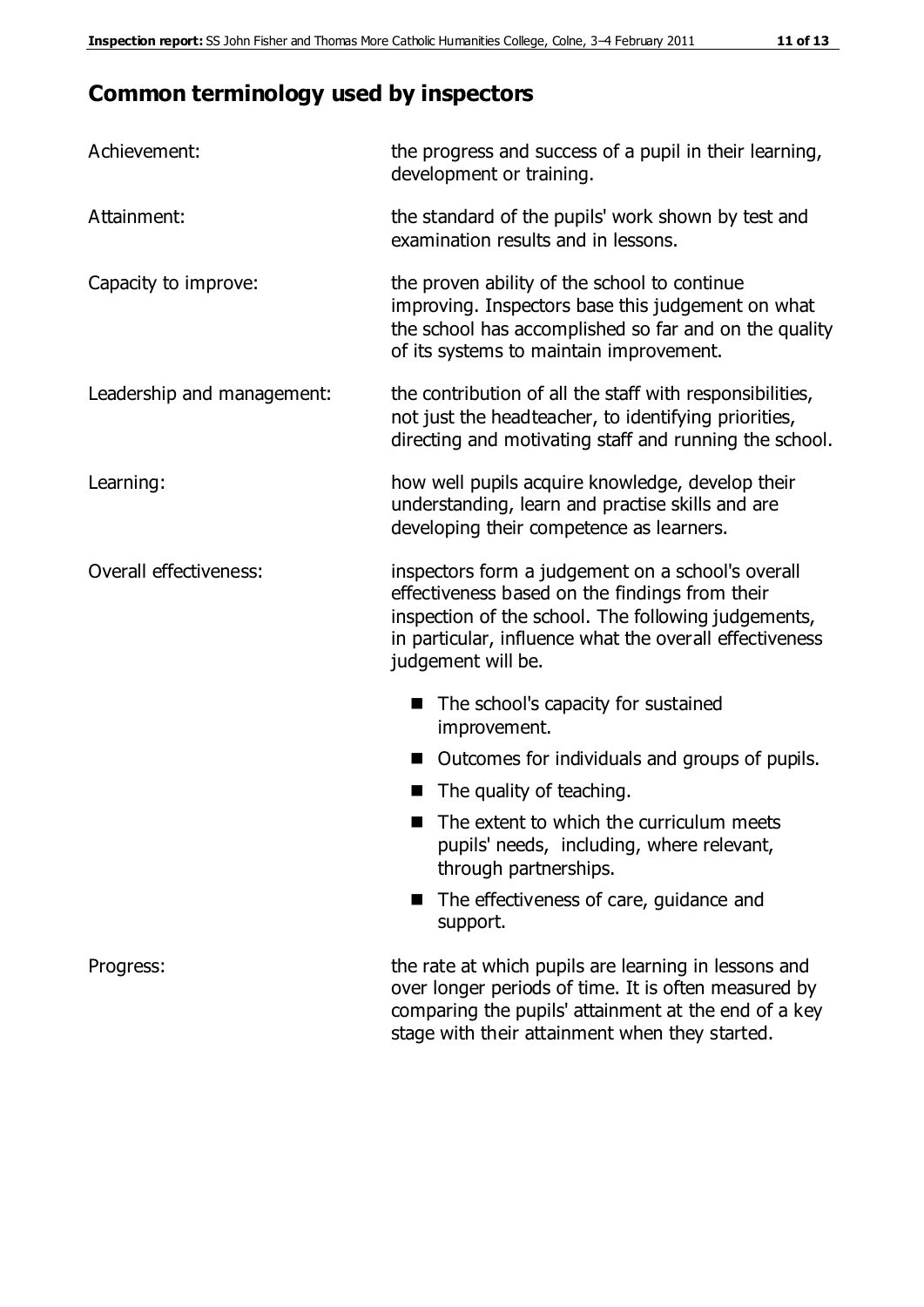## Common terminology used by inspectors

| | |
|---|---|
| Achievement: | the progress and success of a pupil in their learning, development or training. |
| Attainment: | the standard of the pupils' work shown by test and examination results and in lessons. |
| Capacity to improve: | the proven ability of the school to continue improving. Inspectors base this judgement on what the school has accomplished so far and on the quality of its systems to maintain improvement. |
| Leadership and management: | the contribution of all the staff with responsibilities, not just the headteacher, to identifying priorities, directing and motivating staff and running the school. |
| Learning: | how well pupils acquire knowledge, develop their understanding, learn and practise skills and are developing their competence as learners. |
| Overall effectiveness: | inspectors form a judgement on a school's overall effectiveness based on the findings from their inspection of the school. The following judgements, in particular, influence what the overall effectiveness judgement will be. <br>■ The school's capacity for sustained improvement.<br>■ Outcomes for individuals and groups of pupils.<br>■ The quality of teaching.<br>■ The extent to which the curriculum meets pupils' needs, including, where relevant, through partnerships.<br>■ The effectiveness of care, guidance and support. |
| Progress: | the rate at which pupils are learning in lessons and over longer periods of time. It is often measured by comparing the pupils' attainment at the end of a key stage with their attainment when they started. |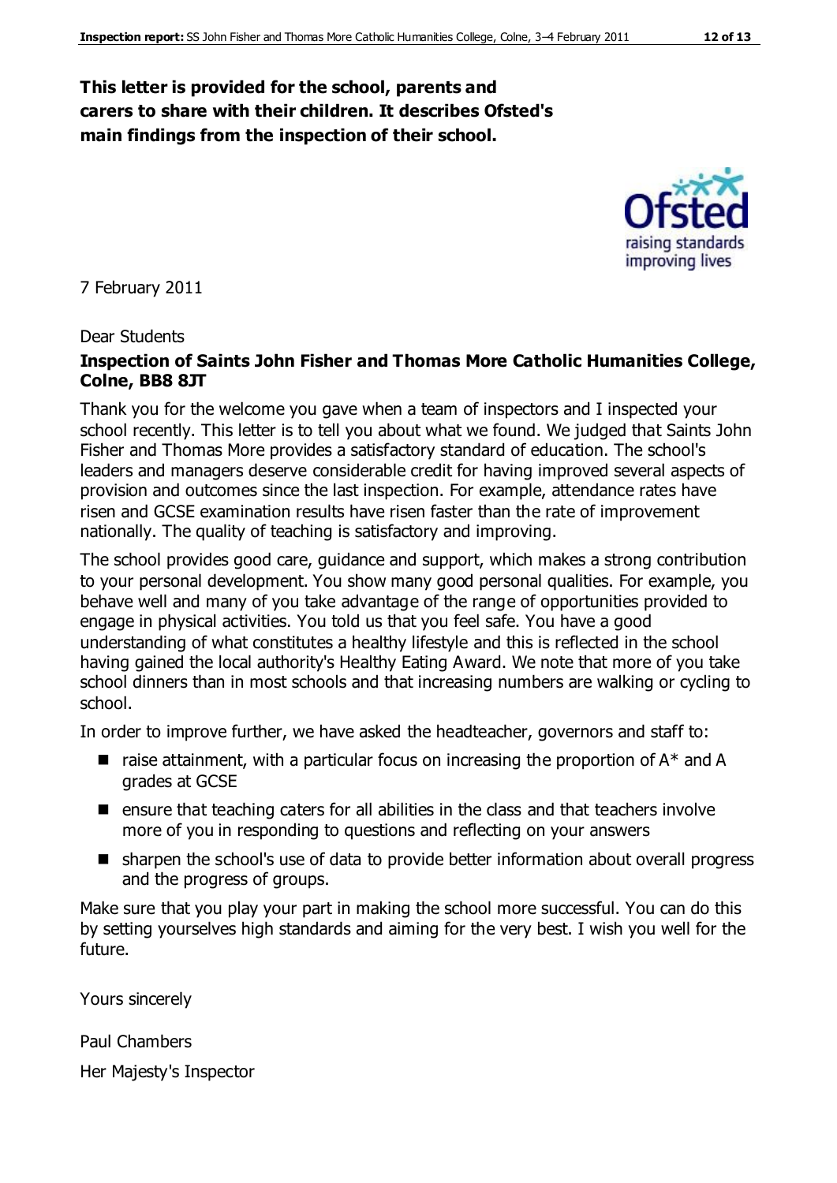**This letter is provided for the school, parents and carers to share with their children. It describes Ofsted's main findings from the inspection of their school.**

7 February 2011

Dear Students

**Inspection of Saints John Fisher and Thomas More Catholic Humanities College, Colne, BB8 8JT**

Thank you for the welcome you gave when a team of inspectors and I inspected your school recently. This letter is to tell you about what we found. We judged that Saints John Fisher and Thomas More provides a satisfactory standard of education. The school's leaders and managers deserve considerable credit for having improved several aspects of provision and outcomes since the last inspection. For example, attendance rates have risen and GCSE examination results have risen faster than the rate of improvement nationally. The quality of teaching is satisfactory and improving.

The school provides good care, guidance and support, which makes a strong contribution to your personal development. You show many good personal qualities. For example, you behave well and many of you take advantage of the range of opportunities provided to engage in physical activities. You told us that you feel safe. You have a good understanding of what constitutes a healthy lifestyle and this is reflected in the school having gained the local authority's Healthy Eating Award. We note that more of you take school dinners than in most schools and that increasing numbers are walking or cycling to school.

In order to improve further, we have asked the headteacher, governors and staff to:

- raise attainment, with a particular focus on increasing the proportion of A* and A grades at GCSE
- ensure that teaching caters for all abilities in the class and that teachers involve more of you in responding to questions and reflecting on your answers
- sharpen the school's use of data to provide better information about overall progress and the progress of groups.

Make sure that you play your part in making the school more successful. You can do this by setting yourselves high standards and aiming for the very best. I wish you well for the future.

Yours sincerely

Paul Chambers

Her Majesty's Inspector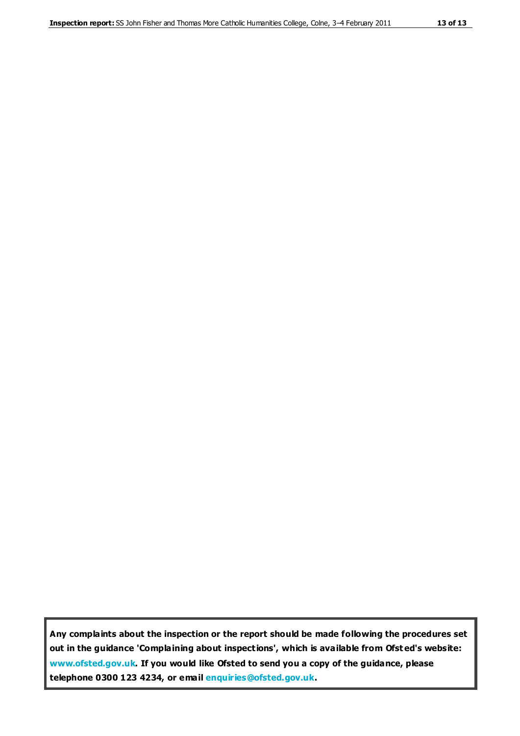**Any complaints about the inspection or the report should be made following the procedures set out in the guidance 'Complaining about inspections', which is available from Ofsted's website: www.ofsted.gov.uk. If you would like Ofsted to send you a copy of the guidance, please telephone 0300 123 4234, or email enquiries@ofsted.gov.uk.**